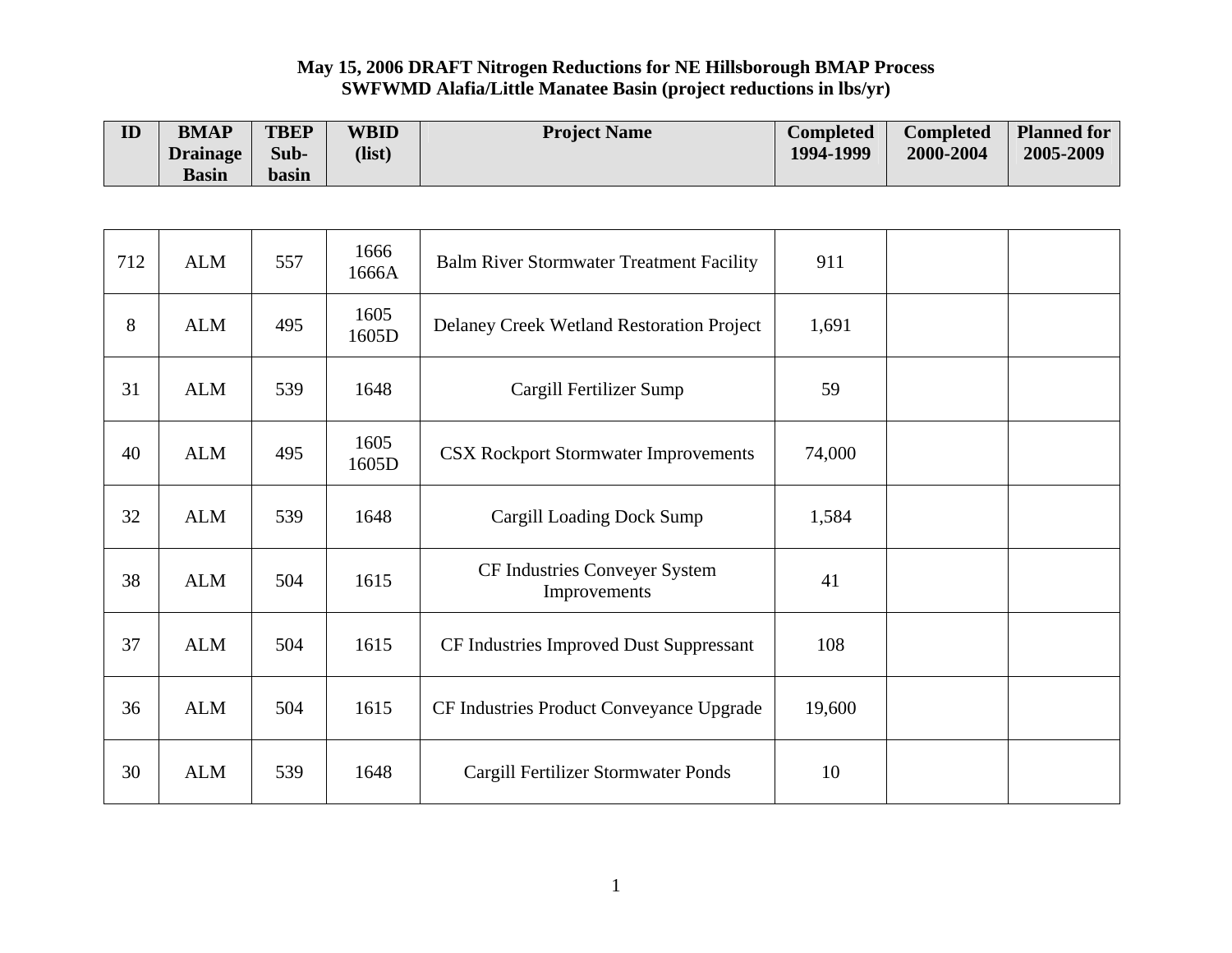**May 15, 2006 DRAFT Nitrogen Reductions for NE Hillsborough BMAP Process**
**SWFWMD Alafia/Little Manatee Basin (project reductions in lbs/yr)**

| ID | BMAP Drainage Basin | TBEP Sub-basin | WBID (list) | Project Name | Completed 1994-1999 | Completed 2000-2004 | Planned for 2005-2009 |
|---|---|---|---|---|---|---|---|
| 712 | ALM | 557 | 1666 1666A | Balm River Stormwater Treatment Facility | 911 | | |
| 8 | ALM | 495 | 1605 1605D | Delaney Creek Wetland Restoration Project | 1,691 | | |
| 31 | ALM | 539 | 1648 | Cargill Fertilizer Sump | 59 | | |
| 40 | ALM | 495 | 1605 1605D | CSX Rockport Stormwater Improvements | 74,000 | | |
| 32 | ALM | 539 | 1648 | Cargill Loading Dock Sump | 1,584 | | |
| 38 | ALM | 504 | 1615 | CF Industries Conveyer System Improvements | 41 | | |
| 37 | ALM | 504 | 1615 | CF Industries Improved Dust Suppressant | 108 | | |
| 36 | ALM | 504 | 1615 | CF Industries Product Conveyance Upgrade | 19,600 | | |
| 30 | ALM | 539 | 1648 | Cargill Fertilizer Stormwater Ponds | 10 | | |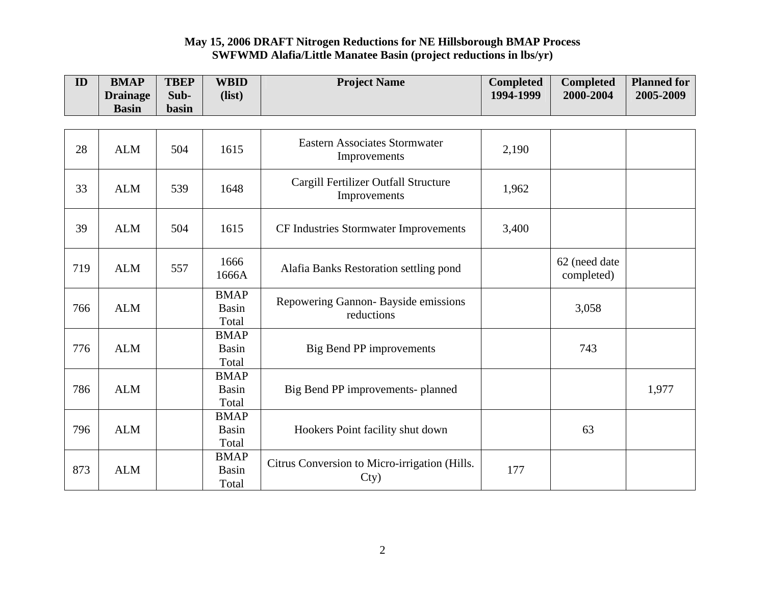**May 15, 2006 DRAFT Nitrogen Reductions for NE Hillsborough BMAP Process**
**SWFWMD Alafia/Little Manatee Basin (project reductions in lbs/yr)**

| ID | BMAP Drainage Basin | TBEP Sub-basin | WBID (list) | Project Name | Completed 1994-1999 | Completed 2000-2004 | Planned for 2005-2009 |
|---|---|---|---|---|---|---|---|
| 28 | ALM | 504 | 1615 | Eastern Associates Stormwater Improvements | 2,190 | | |
| 33 | ALM | 539 | 1648 | Cargill Fertilizer Outfall Structure Improvements | 1,962 | | |
| 39 | ALM | 504 | 1615 | CF Industries Stormwater Improvements | 3,400 | | |
| 719 | ALM | 557 | 1666 1666A | Alafia Banks Restoration settling pond | | 62 (need date completed) | |
| 766 | ALM | | BMAP Basin Total | Repowering Gannon- Bayside emissions reductions | | 3,058 | |
| 776 | ALM | | BMAP Basin Total | Big Bend PP improvements | | 743 | |
| 786 | ALM | | BMAP Basin Total | Big Bend PP improvements- planned | | | 1,977 |
| 796 | ALM | | BMAP Basin Total | Hookers Point facility shut down | | 63 | |
| 873 | ALM | | BMAP Basin Total | Citrus Conversion to Micro-irrigation (Hills. Cty) | 177 | | |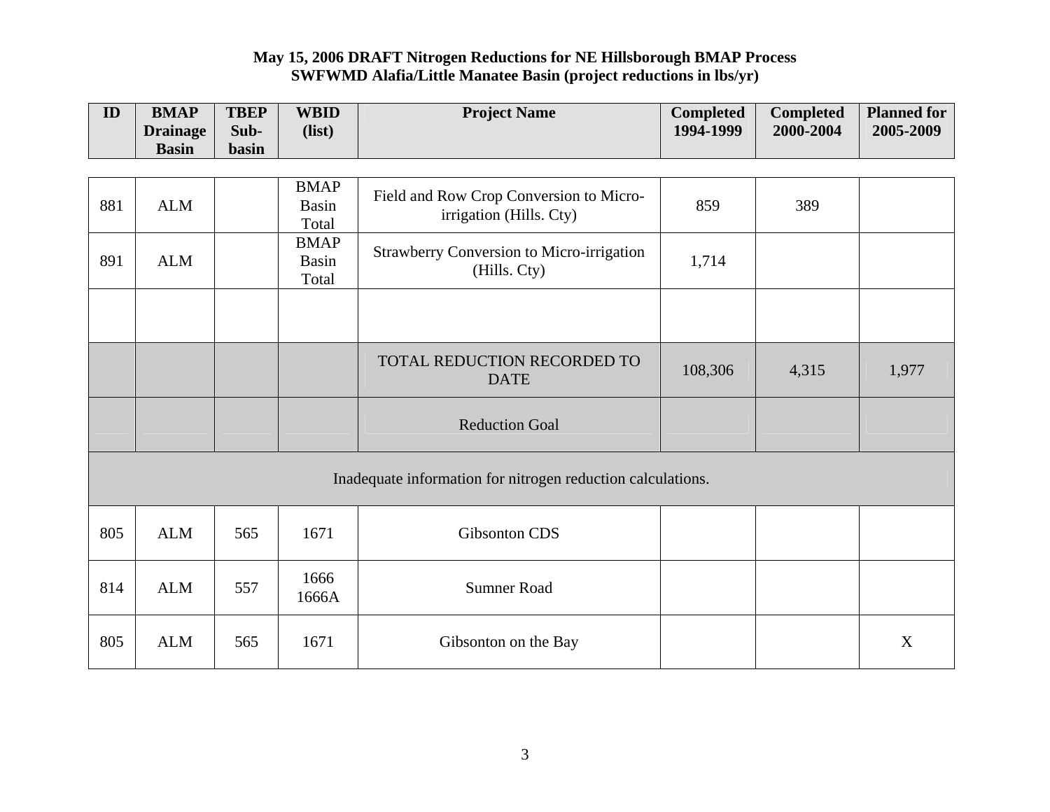**May 15, 2006 DRAFT Nitrogen Reductions for NE Hillsborough BMAP Process**
**SWFWMD Alafia/Little Manatee Basin (project reductions in lbs/yr)**

| ID | BMAP Drainage Basin | TBEP Sub-basin | WBID (list) | Project Name | Completed 1994-1999 | Completed 2000-2004 | Planned for 2005-2009 |
|---|---|---|---|---|---|---|---|
| 881 | ALM | | BMAP Basin Total | Field and Row Crop Conversion to Micro-irrigation (Hills. Cty) | 859 | 389 | |
| 891 | ALM | | BMAP Basin Total | Strawberry Conversion to Micro-irrigation (Hills. Cty) | 1,714 | | |
| | | | | | | | |
| | | | | TOTAL REDUCTION RECORDED TO DATE | 108,306 | 4,315 | 1,977 |
| | | | | Reduction Goal | | | |
| Inadequate information for nitrogen reduction calculations. | | | | | | | |
| 805 | ALM | 565 | 1671 | Gibsonton CDS | | | |
| 814 | ALM | 557 | 1666 1666A | Sumner Road | | | |
| 805 | ALM | 565 | 1671 | Gibsonton on the Bay | | | X |